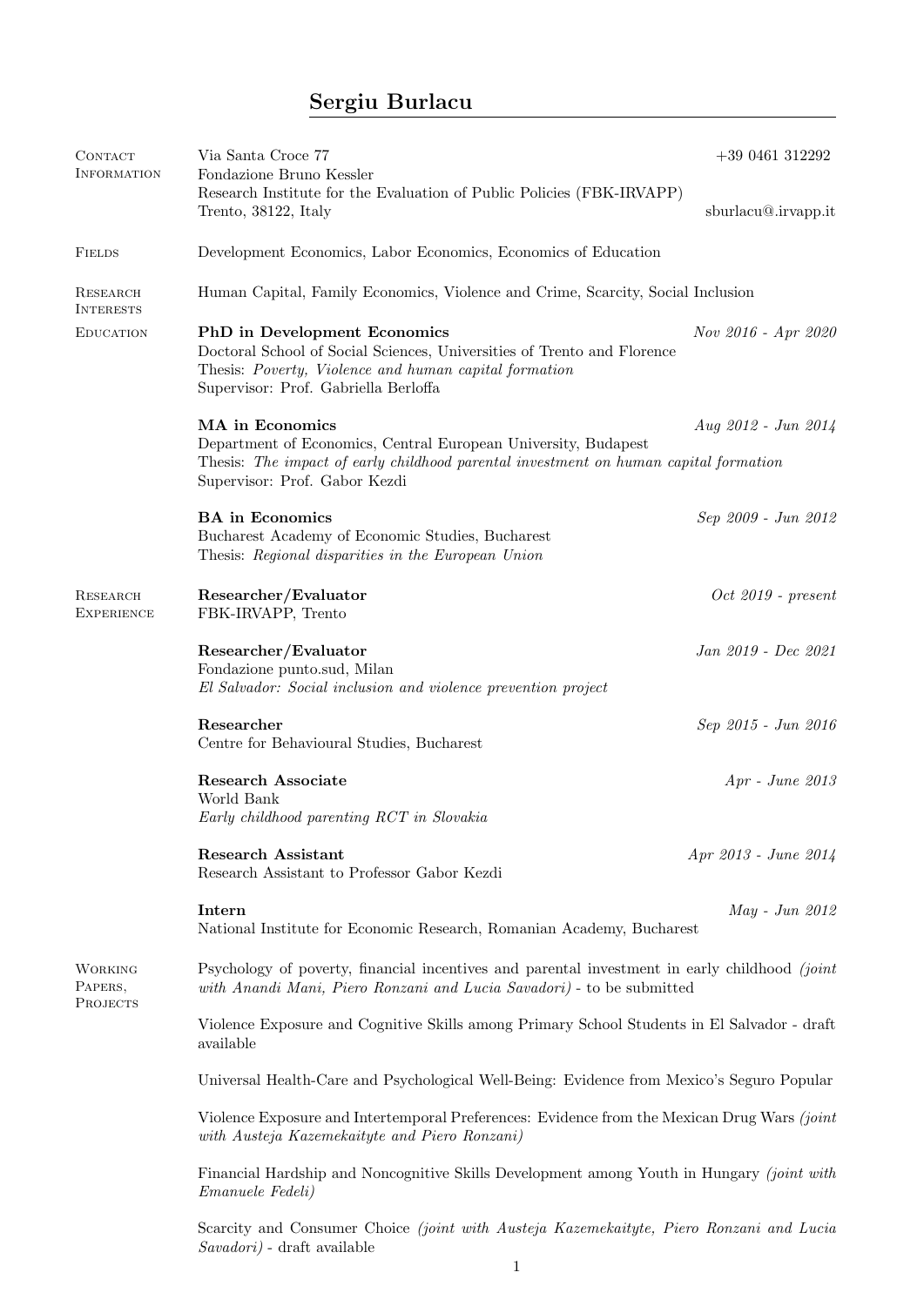# Sergiu Burlacu

## Contact Information

Via Santa Croce 77
Fondazione Bruno Kessler
Research Institute for the Evaluation of Public Policies (FBK-IRVAPP)
Trento, 38122, Italy

+39 0461 312292
sburlacu@irvapp.it

## Fields

Development Economics, Labor Economics, Economics of Education

## Research Interests

Human Capital, Family Economics, Violence and Crime, Scarcity, Social Inclusion

## Education

**PhD in Development Economics** — *Nov 2016 - Apr 2020*
Doctoral School of Social Sciences, Universities of Trento and Florence
Thesis: *Poverty, Violence and human capital formation*
Supervisor: Prof. Gabriella Berloffa

**MA in Economics** — *Aug 2012 - Jun 2014*
Department of Economics, Central European University, Budapest
Thesis: *The impact of early childhood parental investment on human capital formation*
Supervisor: Prof. Gabor Kezdi

**BA in Economics** — *Sep 2009 - Jun 2012*
Bucharest Academy of Economic Studies, Bucharest
Thesis: *Regional disparities in the European Union*

## Research Experience

**Researcher/Evaluator** — *Oct 2019 - present*
FBK-IRVAPP, Trento

**Researcher/Evaluator** — *Jan 2019 - Dec 2021*
Fondazione punto.sud, Milan
*El Salvador: Social inclusion and violence prevention project*

**Researcher** — *Sep 2015 - Jun 2016*
Centre for Behavioural Studies, Bucharest

**Research Associate** — *Apr - June 2013*
World Bank
*Early childhood parenting RCT in Slovakia*

**Research Assistant** — *Apr 2013 - June 2014*
Research Assistant to Professor Gabor Kezdi

**Intern** — *May - Jun 2012*
National Institute for Economic Research, Romanian Academy, Bucharest

## Working Papers, Projects

Psychology of poverty, financial incentives and parental investment in early childhood *(joint with Anandi Mani, Piero Ronzani and Lucia Savadori)* - to be submitted

Violence Exposure and Cognitive Skills among Primary School Students in El Salvador - draft available

Universal Health-Care and Psychological Well-Being: Evidence from Mexico's Seguro Popular

Violence Exposure and Intertemporal Preferences: Evidence from the Mexican Drug Wars *(joint with Austeja Kazemekaityte and Piero Ronzani)*

Financial Hardship and Noncognitive Skills Development among Youth in Hungary *(joint with Emanuele Fedeli)*

Scarcity and Consumer Choice *(joint with Austeja Kazemekaityte, Piero Ronzani and Lucia Savadori)* - draft available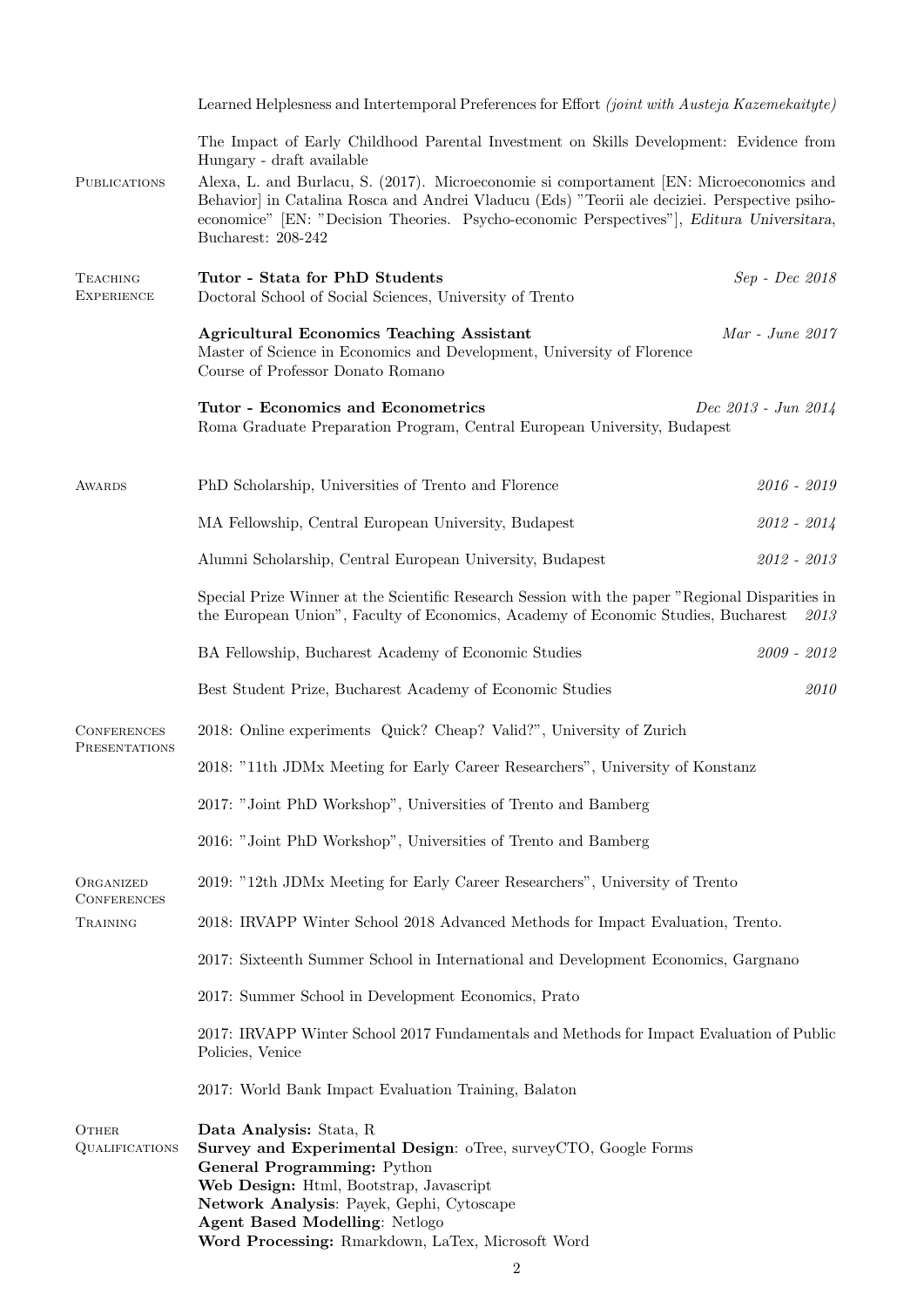Learned Helplesness and Intertemporal Preferences for Effort *(joint with Austeja Kazemekaityte)*

The Impact of Early Childhood Parental Investment on Skills Development: Evidence from Hungary - draft available

## Publications

Alexa, L. and Burlacu, S. (2017). Microeconomie si comportament [EN: Microeconomics and Behavior] in Catalina Rosca and Andrei Vladucu (Eds) "Teorii ale deciziei. Perspective psiho-economice" [EN: "Decision Theories. Psycho-economic Perspectives"], *Editura Universitara*, Bucharest: 208-242

## Teaching Experience

**Tutor - Stata for PhD Students** — *Sep - Dec 2018*
Doctoral School of Social Sciences, University of Trento

**Agricultural Economics Teaching Assistant** — *Mar - June 2017*
Master of Science in Economics and Development, University of Florence
Course of Professor Donato Romano

**Tutor - Economics and Econometrics** — *Dec 2013 - Jun 2014*
Roma Graduate Preparation Program, Central European University, Budapest

## Awards

PhD Scholarship, Universities of Trento and Florence — *2016 - 2019*

MA Fellowship, Central European University, Budapest — *2012 - 2014*

Alumni Scholarship, Central European University, Budapest — *2012 - 2013*

Special Prize Winner at the Scientific Research Session with the paper "Regional Disparities in the European Union", Faculty of Economics, Academy of Economic Studies, Bucharest — *2013*

BA Fellowship, Bucharest Academy of Economic Studies — *2009 - 2012*

Best Student Prize, Bucharest Academy of Economic Studies — *2010*

## Conferences Presentations

2018: Online experiments Quick? Cheap? Valid?", University of Zurich

2018: "11th JDMx Meeting for Early Career Researchers", University of Konstanz

2017: "Joint PhD Workshop", Universities of Trento and Bamberg

2016: "Joint PhD Workshop", Universities of Trento and Bamberg

## Organized Conferences

2019: "12th JDMx Meeting for Early Career Researchers", University of Trento

## Training

2018: IRVAPP Winter School 2018 Advanced Methods for Impact Evaluation, Trento.

2017: Sixteenth Summer School in International and Development Economics, Gargnano

2017: Summer School in Development Economics, Prato

2017: IRVAPP Winter School 2017 Fundamentals and Methods for Impact Evaluation of Public Policies, Venice

2017: World Bank Impact Evaluation Training, Balaton

## Other Qualifications

**Data Analysis:** Stata, R
**Survey and Experimental Design**: oTree, surveyCTO, Google Forms
**General Programming:** Python
**Web Design:** Html, Bootstrap, Javascript
**Network Analysis**: Payek, Gephi, Cytoscape
**Agent Based Modelling**: Netlogo
**Word Processing:** Rmarkdown, LaTex, Microsoft Word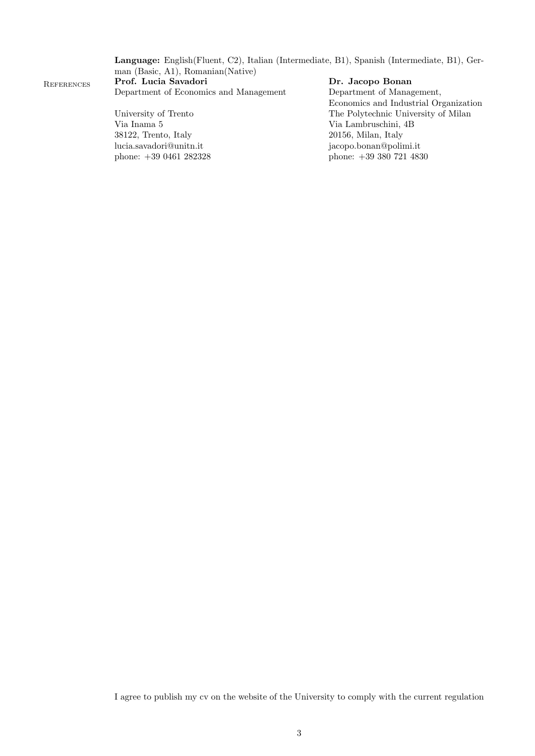**Language:** English(Fluent, C2), Italian (Intermediate, B1), Spanish (Intermediate, B1), German (Basic, A1), Romanian(Native)

## References

**Prof. Lucia Savadori**
Department of Economics and Management
University of Trento
Via Inama 5
38122, Trento, Italy
lucia.savadori@unitn.it
phone: +39 0461 282328

**Dr. Jacopo Bonan**
Department of Management,
Economics and Industrial Organization
The Polytechnic University of Milan
Via Lambruschini, 4B
20156, Milan, Italy
jacopo.bonan@polimi.it
phone: +39 380 721 4830

I agree to publish my cv on the website of the University to comply with the current regulation